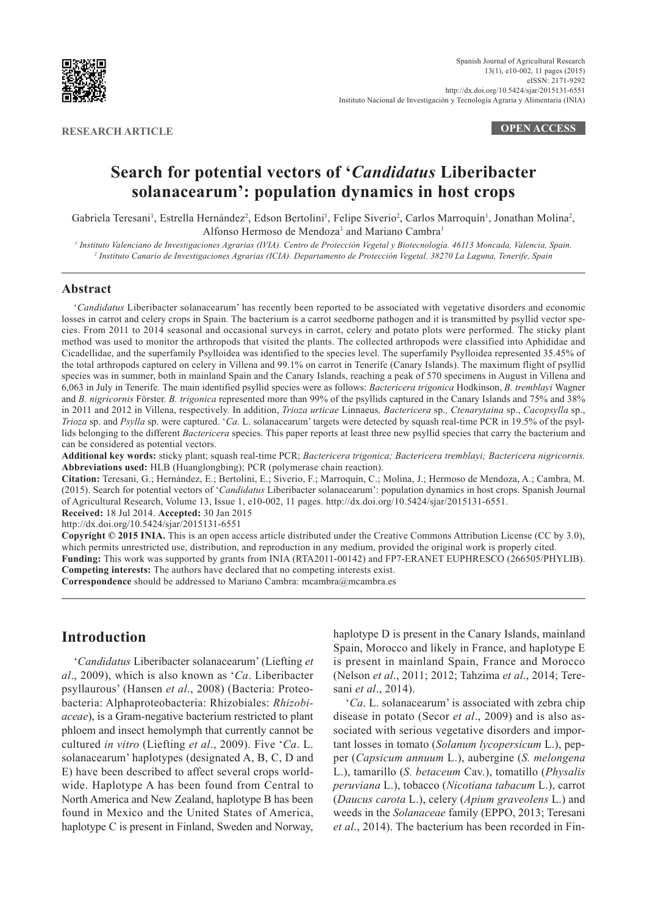Spanish Journal of Agricultural Research
13(1), e10-002, 11 pages (2015)
eISSN: 2171-9292
http://dx.doi.org/10.5424/sjar/2015131-6551
Instituto Nacional de Investigación y Tecnología Agraria y Alimentaria (INIA)

**RESEARCH ARTICLE**

**OPEN ACCESS**

# Search for potential vectors of '*Candidatus* Liberibacter solanacearum': population dynamics in host crops

Gabriela Teresani[1], Estrella Hernández[2], Edson Bertolini[1], Felipe Siverio[2], Carlos Marroquín[1], Jonathan Molina[2], Alfonso Hermoso de Mendoza[1] and Mariano Cambra[1]

*[1] Instituto Valenciano de Investigaciones Agrarias (IVIA). Centro de Protección Vegetal y Biotecnología. 46113 Moncada, Valencia, Spain.*
*[2] Instituto Canario de Investigaciones Agrarias (ICIA). Departamento de Protección Vegetal. 38270 La Laguna, Tenerife, Spain*

## Abstract

'*Candidatus* Liberibacter solanacearum' has recently been reported to be associated with vegetative disorders and economic losses in carrot and celery crops in Spain. The bacterium is a carrot seedborne pathogen and it is transmitted by psyllid vector species. From 2011 to 2014 seasonal and occasional surveys in carrot, celery and potato plots were performed. The sticky plant method was used to monitor the arthropods that visited the plants. The collected arthropods were classified into Aphididae and Cicadellidae, and the superfamily Psylloidea was identified to the species level. The superfamily Psylloidea represented 35.45% of the total arthropods captured on celery in Villena and 99.1% on carrot in Tenerife (Canary Islands). The maximum flight of psyllid species was in summer, both in mainland Spain and the Canary Islands, reaching a peak of 570 specimens in August in Villena and 6,063 in July in Tenerife. The main identified psyllid species were as follows: *Bactericera trigonica* Hodkinson, *B. tremblayi* Wagner and *B. nigricornis* Förster. *B. trigonica* represented more than 99% of the psyllids captured in the Canary Islands and 75% and 38% in 2011 and 2012 in Villena, respectively. In addition, *Trioza urticae* Linnaeus*, Bactericera* sp.*, Ctenarytaina* sp., *Cacopsylla* sp., *Trioza* sp. and *Psylla* sp. were captured. '*Ca.* L. solanacearum' targets were detected by squash real-time PCR in 19.5% of the psyllids belonging to the different *Bactericera* species. This paper reports at least three new psyllid species that carry the bacterium and can be considered as potential vectors.

**Additional key words:** sticky plant; squash real-time PCR; *Bactericera trigonica; Bactericera tremblayi; Bactericera nigricornis.*

**Abbreviations used:** HLB (Huanglongbing); PCR (polymerase chain reaction).

**Citation:** Teresani, G.; Hernández, E.; Bertolini, E.; Siverio, F.; Marroquín, C.; Molina, J.; Hermoso de Mendoza, A.; Cambra, M. (2015). Search for potential vectors of '*Candidatus* Liberibacter solanacearum': population dynamics in host crops. Spanish Journal of Agricultural Research, Volume 13, Issue 1, e10-002, 11 pages. http://dx.doi.org/10.5424/sjar/2015131-6551.

**Received:** 18 Jul 2014. **Accepted:** 30 Jan 2015

http://dx.doi.org/10.5424/sjar/2015131-6551

**Copyright © 2015 INIA.** This is an open access article distributed under the Creative Commons Attribution License (CC by 3.0), which permits unrestricted use, distribution, and reproduction in any medium, provided the original work is properly cited.

**Funding:** This work was supported by grants from INIA (RTA2011-00142) and FP7-ERANET EUPHRESCO (266505/PHYLIB).

**Competing interests:** The authors have declared that no competing interests exist.

**Correspondence** should be addressed to Mariano Cambra: mcambra@mcambra.es

## Introduction

'*Candidatus* Liberibacter solanacearum' (Liefting *et al*., 2009), which is also known as '*Ca*. Liberibacter psyllaurous' (Hansen *et al*., 2008) (Bacteria: Proteobacteria: Alphaproteobacteria: Rhizobiales: *Rhizobiaceae*), is a Gram-negative bacterium restricted to plant phloem and insect hemolymph that currently cannot be cultured *in vitro* (Liefting *et al*., 2009). Five '*Ca*. L. solanacearum' haplotypes (designated A, B, C, D and E) have been described to affect several crops worldwide. Haplotype A has been found from Central to North America and New Zealand, haplotype B has been found in Mexico and the United States of America, haplotype C is present in Finland, Sweden and Norway, haplotype D is present in the Canary Islands, mainland Spain, Morocco and likely in France, and haplotype E is present in mainland Spain, France and Morocco (Nelson *et al*., 2011; 2012; Tahzima *et al*., 2014; Teresani *et al*., 2014).

'*Ca*. L. solanacearum' is associated with zebra chip disease in potato (Secor *et al*., 2009) and is also associated with serious vegetative disorders and important losses in tomato (*Solanum lycopersicum* L.), pepper (*Capsicum annuum* L.), aubergine (*S. melongena* L.), tamarillo (*S. betaceum* Cav.), tomatillo (*Physalis peruviana* L.), tobacco (*Nicotiana tabacum* L.), carrot (*Daucus carota* L.), celery (*Apium graveolens* L.) and weeds in the *Solanaceae* family (EPPO, 2013; Teresani *et al*., 2014). The bacterium has been recorded in Fin-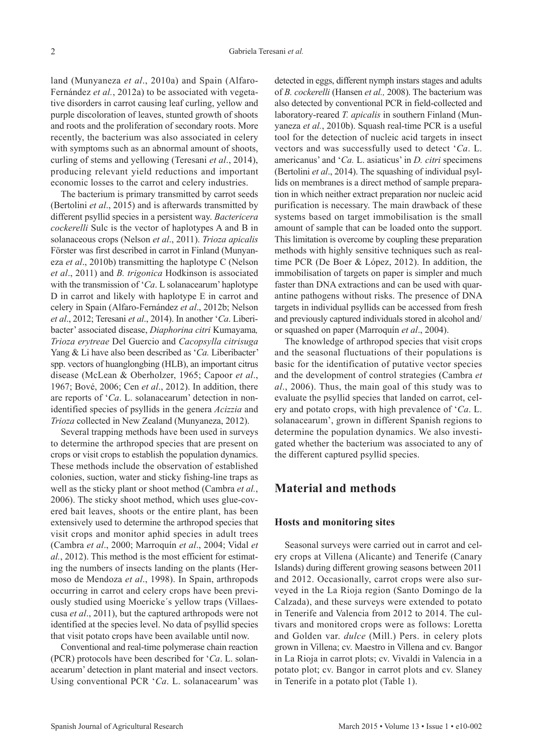land (Munyaneza *et al*., 2010a) and Spain (Alfaro-Fernández *et al.*, 2012a) to be associated with vegetative disorders in carrot causing leaf curling, yellow and purple discoloration of leaves, stunted growth of shoots and roots and the proliferation of secondary roots. More recently, the bacterium was also associated in celery with symptoms such as an abnormal amount of shoots, curling of stems and yellowing (Teresani *et al*., 2014), producing relevant yield reductions and important economic losses to the carrot and celery industries.

The bacterium is primary transmitted by carrot seeds (Bertolini *et al*., 2015) and is afterwards transmitted by different psyllid species in a persistent way. *Bactericera cockerelli* Sulc is the vector of haplotypes A and B in solanaceous crops (Nelson *et al*., 2011). *Trioza apicalis* Förster was first described in carrot in Finland (Munyaneza *et al*., 2010b) transmitting the haplotype C (Nelson *et al*., 2011) and *B. trigonica* Hodkinson is associated with the transmission of '*Ca*. L solanacearum' haplotype D in carrot and likely with haplotype E in carrot and celery in Spain (Alfaro-Fernández *et al*., 2012b; Nelson *et al*., 2012; Teresani *et al*., 2014). In another '*Ca*. Liberibacter' associated disease, *Diaphorina citri* Kumayama*, Trioza erytreae* Del Guercio and *Cacopsylla citrisuga* Yang & Li have also been described as '*Ca.* Liberibacter' spp. vectors of huanglongbing (HLB), an important citrus disease (McLean & Oberholzer, 1965; Capoor *et al*., 1967; Bové, 2006; Cen *et al*., 2012). In addition, there are reports of '*Ca*. L. solanacearum' detection in non-identified species of psyllids in the genera *Acizzia* and *Trioza* collected in New Zealand (Munyaneza, 2012).

Several trapping methods have been used in surveys to determine the arthropod species that are present on crops or visit crops to establish the population dynamics. These methods include the observation of established colonies, suction, water and sticky fishing-line traps as well as the sticky plant or shoot method (Cambra *et al.*, 2006). The sticky shoot method, which uses glue-covered bait leaves, shoots or the entire plant, has been extensively used to determine the arthropod species that visit crops and monitor aphid species in adult trees (Cambra *et al*., 2000; Marroquín *et al*., 2004; Vidal *et al.*, 2012). This method is the most efficient for estimating the numbers of insects landing on the plants (Hermoso de Mendoza *et al*., 1998). In Spain, arthropods occurring in carrot and celery crops have been previously studied using Moericke´s yellow traps (Villaescusa *et al*., 2011), but the captured arthropods were not identified at the species level. No data of psyllid species that visit potato crops have been available until now.

Conventional and real-time polymerase chain reaction (PCR) protocols have been described for '*Ca*. L. solanacearum' detection in plant material and insect vectors. Using conventional PCR '*Ca*. L. solanacearum' was detected in eggs, different nymph instars stages and adults of *B. cockerelli* (Hansen *et al.,* 2008). The bacterium was also detected by conventional PCR in field-collected and laboratory-reared *T. apicalis* in southern Finland (Munyaneza *et al.*, 2010b). Squash real-time PCR is a useful tool for the detection of nucleic acid targets in insect vectors and was successfully used to detect '*Ca*. L. americanus' and '*Ca.* L. asiaticus' in *D. citri* specimens (Bertolini *et al*., 2014). The squashing of individual psyllids on membranes is a direct method of sample preparation in which neither extract preparation nor nucleic acid purification is necessary. The main drawback of these systems based on target immobilisation is the small amount of sample that can be loaded onto the support. This limitation is overcome by coupling these preparation methods with highly sensitive techniques such as real-time PCR (De Boer & López, 2012). In addition, the immobilisation of targets on paper is simpler and much faster than DNA extractions and can be used with quarantine pathogens without risks. The presence of DNA targets in individual psyllids can be accessed from fresh and previously captured individuals stored in alcohol and/or squashed on paper (Marroquín *et al*., 2004).

The knowledge of arthropod species that visit crops and the seasonal fluctuations of their populations is basic for the identification of putative vector species and the development of control strategies (Cambra *et al*., 2006). Thus, the main goal of this study was to evaluate the psyllid species that landed on carrot, celery and potato crops, with high prevalence of '*Ca*. L. solanacearum', grown in different Spanish regions to determine the population dynamics. We also investigated whether the bacterium was associated to any of the different captured psyllid species.

## Material and methods

### Hosts and monitoring sites

Seasonal surveys were carried out in carrot and celery crops at Villena (Alicante) and Tenerife (Canary Islands) during different growing seasons between 2011 and 2012. Occasionally, carrot crops were also surveyed in the La Rioja region (Santo Domingo de la Calzada), and these surveys were extended to potato in Tenerife and Valencia from 2012 to 2014. The cultivars and monitored crops were as follows: Loretta and Golden var. *dulce* (Mill.) Pers. in celery plots grown in Villena; cv. Maestro in Villena and cv. Bangor in La Rioja in carrot plots; cv. Vivaldi in Valencia in a potato plot; cv. Bangor in carrot plots and cv. Slaney in Tenerife in a potato plot (Table 1).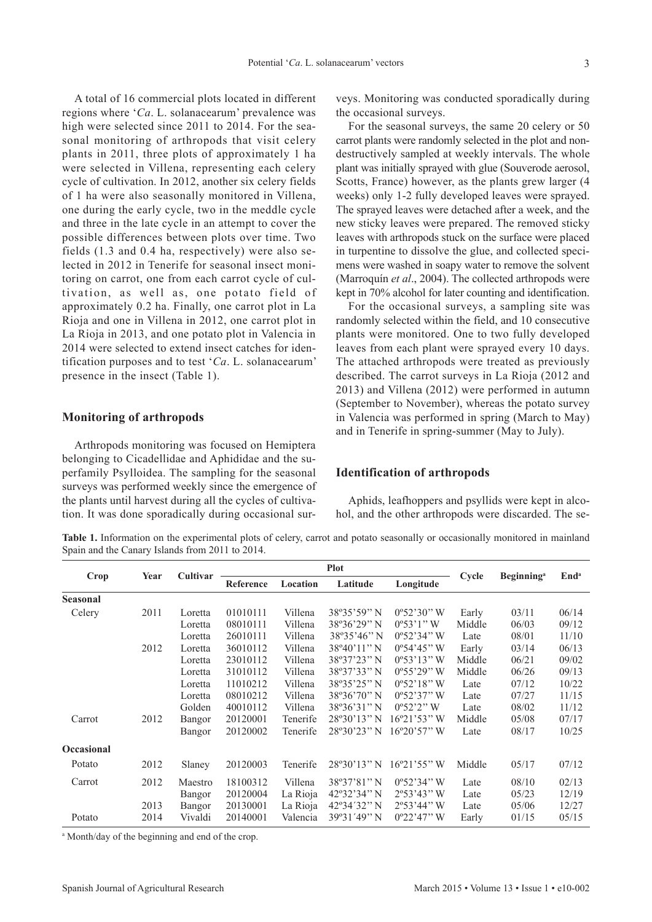A total of 16 commercial plots located in different regions where '*Ca*. L. solanacearum' prevalence was high were selected since 2011 to 2014. For the seasonal monitoring of arthropods that visit celery plants in 2011, three plots of approximately 1 ha were selected in Villena, representing each celery cycle of cultivation. In 2012, another six celery fields of 1 ha were also seasonally monitored in Villena, one during the early cycle, two in the meddle cycle and three in the late cycle in an attempt to cover the possible differences between plots over time. Two fields (1.3 and 0.4 ha, respectively) were also selected in 2012 in Tenerife for seasonal insect monitoring on carrot, one from each carrot cycle of cultivation, as well as, one potato field of approximately 0.2 ha. Finally, one carrot plot in La Rioja and one in Villena in 2012, one carrot plot in La Rioja in 2013, and one potato plot in Valencia in 2014 were selected to extend insect catches for identification purposes and to test '*Ca*. L. solanacearum' presence in the insect (Table 1).

## Monitoring of arthropods

Arthropods monitoring was focused on Hemiptera belonging to Cicadellidae and Aphididae and the superfamily Psylloidea. The sampling for the seasonal surveys was performed weekly since the emergence of the plants until harvest during all the cycles of cultivation. It was done sporadically during occasional surveys. Monitoring was conducted sporadically during the occasional surveys.

For the seasonal surveys, the same 20 celery or 50 carrot plants were randomly selected in the plot and nondestructively sampled at weekly intervals. The whole plant was initially sprayed with glue (Souverode aerosol, Scotts, France) however, as the plants grew larger (4 weeks) only 1-2 fully developed leaves were sprayed. The sprayed leaves were detached after a week, and the new sticky leaves were prepared. The removed sticky leaves with arthropods stuck on the surface were placed in turpentine to dissolve the glue, and collected specimens were washed in soapy water to remove the solvent (Marroquín *et al*., 2004). The collected arthropods were kept in 70% alcohol for later counting and identification.

For the occasional surveys, a sampling site was randomly selected within the field, and 10 consecutive plants were monitored. One to two fully developed leaves from each plant were sprayed every 10 days. The attached arthropods were treated as previously described. The carrot surveys in La Rioja (2012 and 2013) and Villena (2012) were performed in autumn (September to November), whereas the potato survey in Valencia was performed in spring (March to May) and in Tenerife in spring-summer (May to July).

## Identification of arthropods

Aphids, leafhoppers and psyllids were kept in alcohol, and the other arthropods were discarded. The se-

**Table 1.** Information on the experimental plots of celery, carrot and potato seasonally or occasionally monitored in mainland Spain and the Canary Islands from 2011 to 2014.

| Crop | Year | Cultivar | Plot | | | | Cycle | Beginning[a] | End[a] |
|---|---|---|---|---|---|---|---|---|---|
| | | | Reference | Location | Latitude | Longitude | | | |
| **Seasonal** | | | | | | | | | |
| Celery | 2011 | Loretta | 01010111 | Villena | 38º35'59" N | 0º52'30" W | Early | 03/11 | 06/14 |
| | | Loretta | 08010111 | Villena | 38º36'29" N | 0º53'1" W | Middle | 06/03 | 09/12 |
| | | Loretta | 26010111 | Villena | 38º35'46" N | 0º52'34" W | Late | 08/01 | 11/10 |
| | 2012 | Loretta | 36010112 | Villena | 38º40'11" N | 0º54'45" W | Early | 03/14 | 06/13 |
| | | Loretta | 23010112 | Villena | 38º37'23" N | 0º53'13" W | Middle | 06/21 | 09/02 |
| | | Loretta | 31010112 | Villena | 38º37'33" N | 0º55'29" W | Middle | 06/26 | 09/13 |
| | | Loretta | 11010212 | Villena | 38º35'25" N | 0º52'18" W | Late | 07/12 | 10/22 |
| | | Loretta | 08010212 | Villena | 38º36'70" N | 0º52'37" W | Late | 07/27 | 11/15 |
| | | Golden | 40010112 | Villena | 38º36'31" N | 0º52'2" W | Late | 08/02 | 11/12 |
| Carrot | 2012 | Bangor | 20120001 | Tenerife | 28º30'13" N | 16º21'53" W | Middle | 05/08 | 07/17 |
| | | Bangor | 20120002 | Tenerife | 28º30'23" N | 16º20'57" W | Late | 08/17 | 10/25 |
| **Occasional** | | | | | | | | | |
| Potato | 2012 | Slaney | 20120003 | Tenerife | 28º30'13" N | 16º21'55" W | Middle | 05/17 | 07/12 |
| Carrot | 2012 | Maestro | 18100312 | Villena | 38º37'81" N | 0º52'34" W | Late | 08/10 | 02/13 |
| | | Bangor | 20120004 | La Rioja | 42º32'34" N | 2º53'43" W | Late | 05/23 | 12/19 |
| | 2013 | Bangor | 20130001 | La Rioja | 42º34´32" N | 2º53'44" W | Late | 05/06 | 12/27 |
| Potato | 2014 | Vivaldi | 20140001 | Valencia | 39º31´49" N | 0º22'47" W | Early | 01/15 | 05/15 |

[a] Month/day of the beginning and end of the crop.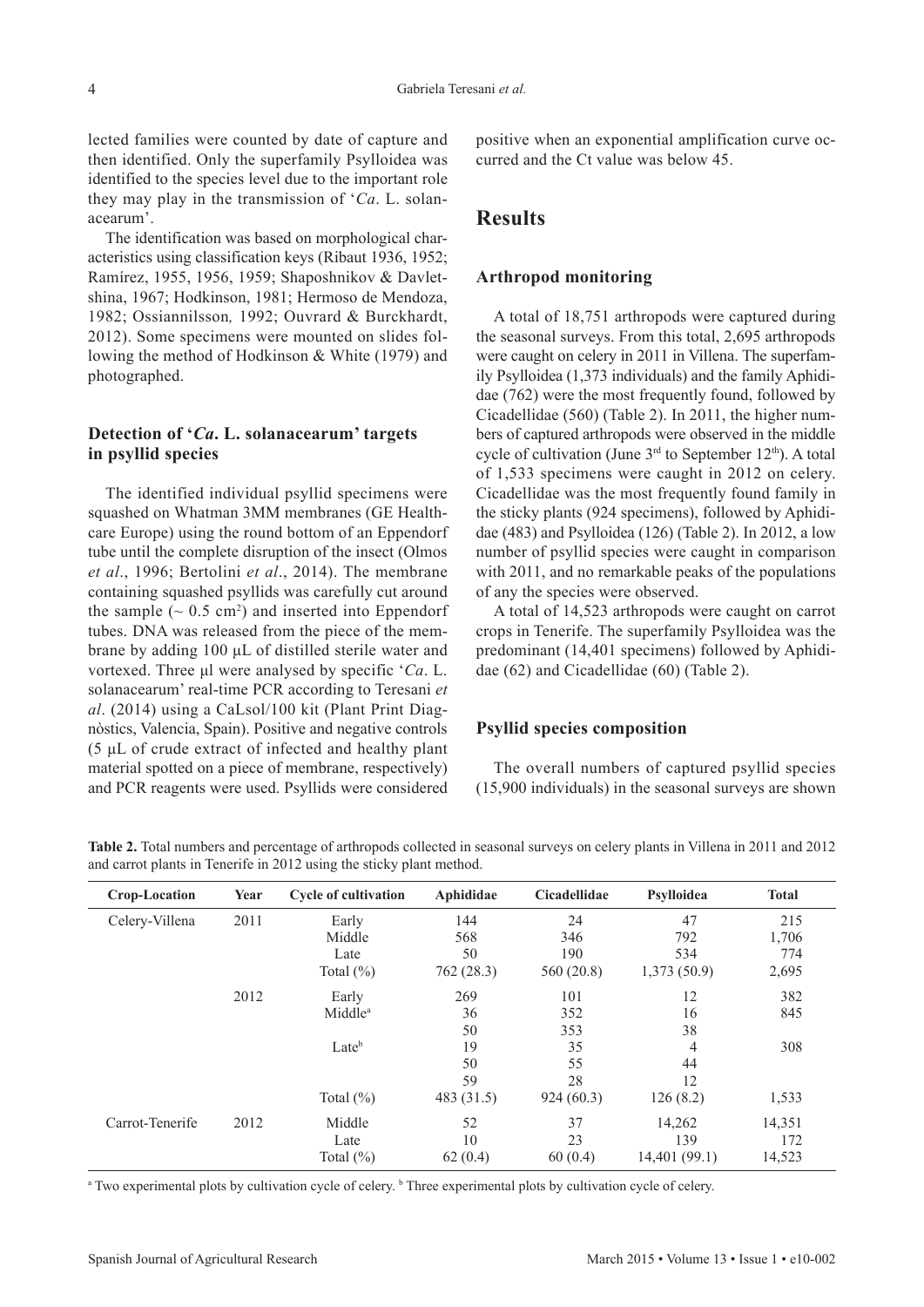lected families were counted by date of capture and then identified. Only the superfamily Psylloidea was identified to the species level due to the important role they may play in the transmission of '*Ca*. L. solanacearum'.

The identification was based on morphological characteristics using classification keys (Ribaut 1936, 1952; Ramírez, 1955, 1956, 1959; Shaposhnikov & Davletshina, 1967; Hodkinson, 1981; Hermoso de Mendoza, 1982; Ossiannilsson, 1992; Ouvrard & Burckhardt, 2012). Some specimens were mounted on slides following the method of Hodkinson & White (1979) and photographed.

### Detection of '*Ca*. L. solanacearum' targets in psyllid species

The identified individual psyllid specimens were squashed on Whatman 3MM membranes (GE Healthcare Europe) using the round bottom of an Eppendorf tube until the complete disruption of the insect (Olmos *et al*., 1996; Bertolini *et al*., 2014). The membrane containing squashed psyllids was carefully cut around the sample (~ 0.5 cm$^2$) and inserted into Eppendorf tubes. DNA was released from the piece of the membrane by adding 100 µL of distilled sterile water and vortexed. Three µl were analysed by specific '*Ca*. L. solanacearum' real-time PCR according to Teresani *et al*. (2014) using a CaLsol/100 kit (Plant Print Diagnòstics, Valencia, Spain). Positive and negative controls (5 µL of crude extract of infected and healthy plant material spotted on a piece of membrane, respectively) and PCR reagents were used. Psyllids were considered positive when an exponential amplification curve occurred and the Ct value was below 45.

## Results

### Arthropod monitoring

A total of 18,751 arthropods were captured during the seasonal surveys. From this total, 2,695 arthropods were caught on celery in 2011 in Villena. The superfamily Psylloidea (1,373 individuals) and the family Aphididae (762) were the most frequently found, followed by Cicadellidae (560) (Table 2). In 2011, the higher numbers of captured arthropods were observed in the middle cycle of cultivation (June 3rd to September 12th). A total of 1,533 specimens were caught in 2012 on celery. Cicadellidae was the most frequently found family in the sticky plants (924 specimens), followed by Aphididae (483) and Psylloidea (126) (Table 2). In 2012, a low number of psyllid species were caught in comparison with 2011, and no remarkable peaks of the populations of any the species were observed.

A total of 14,523 arthropods were caught on carrot crops in Tenerife. The superfamily Psylloidea was the predominant (14,401 specimens) followed by Aphididae (62) and Cicadellidae (60) (Table 2).

### Psyllid species composition

The overall numbers of captured psyllid species (15,900 individuals) in the seasonal surveys are shown

**Table 2.** Total numbers and percentage of arthropods collected in seasonal surveys on celery plants in Villena in 2011 and 2012 and carrot plants in Tenerife in 2012 using the sticky plant method.

| Crop-Location | Year | Cycle of cultivation | Aphididae | Cicadellidae | Psylloidea | Total |
|---|---|---|---|---|---|---|
| Celery-Villena | 2011 | Early | 144 | 24 | 47 | 215 |
| | | Middle | 568 | 346 | 792 | 1,706 |
| | | Late | 50 | 190 | 534 | 774 |
| | | Total (%) | 762 (28.3) | 560 (20.8) | 1,373 (50.9) | 2,695 |
| | 2012 | Early | 269 | 101 | 12 | 382 |
| | | Middle[a] | 36 | 352 | 16 | 845 |
| | | | 50 | 353 | 38 | |
| | | Late[b] | 19 | 35 | 4 | 308 |
| | | | 50 | 55 | 44 | |
| | | | 59 | 28 | 12 | |
| | | Total (%) | 483 (31.5) | 924 (60.3) | 126 (8.2) | 1,533 |
| Carrot-Tenerife | 2012 | Middle | 52 | 37 | 14,262 | 14,351 |
| | | Late | 10 | 23 | 139 | 172 |
| | | Total (%) | 62 (0.4) | 60 (0.4) | 14,401 (99.1) | 14,523 |

[a] Two experimental plots by cultivation cycle of celery. [b] Three experimental plots by cultivation cycle of celery.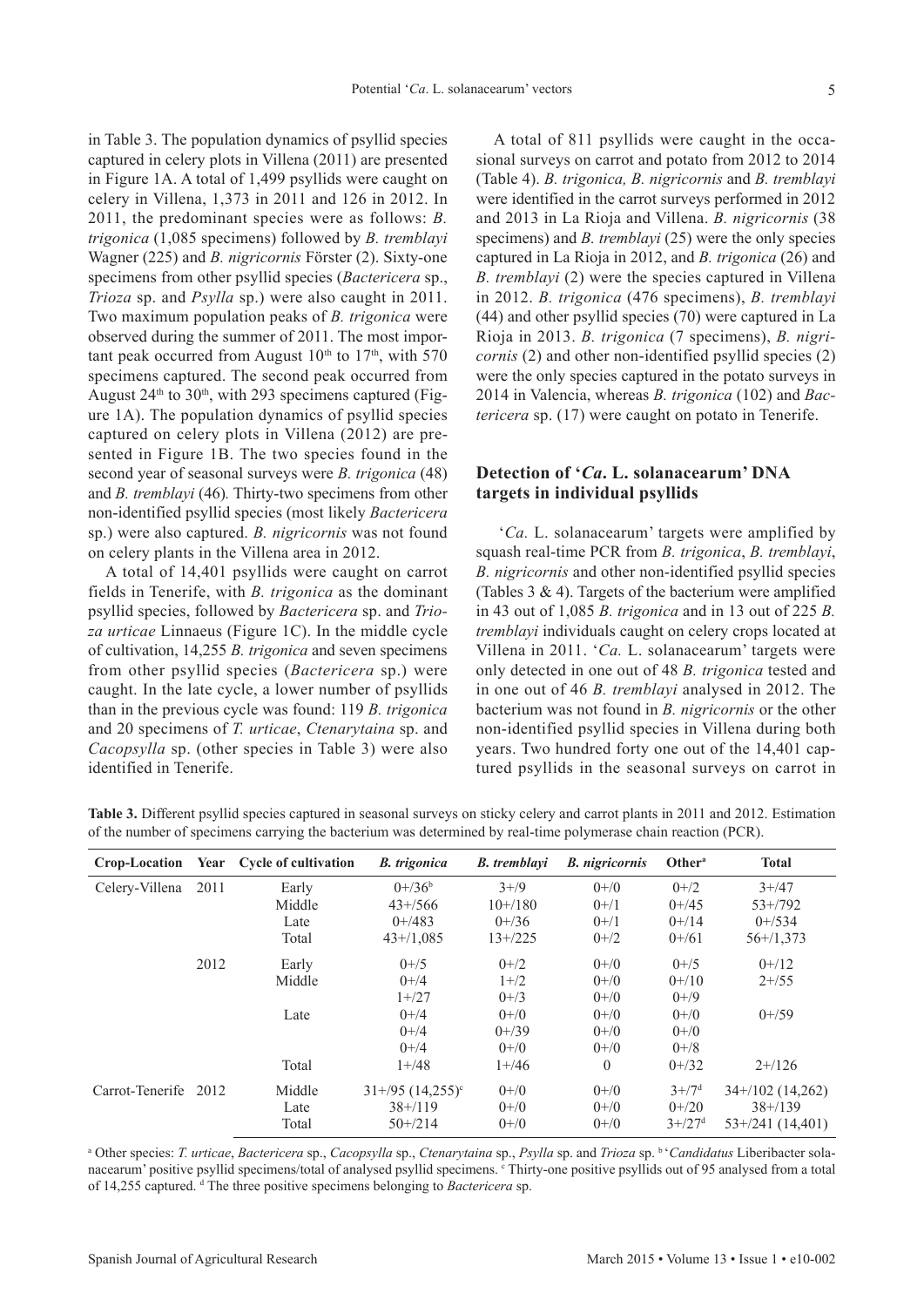in Table 3. The population dynamics of psyllid species captured in celery plots in Villena (2011) are presented in Figure 1A. A total of 1,499 psyllids were caught on celery in Villena, 1,373 in 2011 and 126 in 2012. In 2011, the predominant species were as follows: *B. trigonica* (1,085 specimens) followed by *B. tremblayi* Wagner (225) and *B. nigricornis* Förster (2). Sixty-one specimens from other psyllid species (*Bactericera* sp., *Trioza* sp. and *Psylla* sp.) were also caught in 2011. Two maximum population peaks of *B. trigonica* were observed during the summer of 2011. The most important peak occurred from August 10th to 17th, with 570 specimens captured. The second peak occurred from August 24th to 30th, with 293 specimens captured (Figure 1A). The population dynamics of psyllid species captured on celery plots in Villena (2012) are presented in Figure 1B. The two species found in the second year of seasonal surveys were *B. trigonica* (48) and *B. tremblayi* (46). Thirty-two specimens from other non-identified psyllid species (most likely *Bactericera* sp.) were also captured. *B. nigricornis* was not found on celery plants in the Villena area in 2012.

A total of 14,401 psyllids were caught on carrot fields in Tenerife, with *B. trigonica* as the dominant psyllid species, followed by *Bactericera* sp. and *Trioza urticae* Linnaeus (Figure 1C). In the middle cycle of cultivation, 14,255 *B. trigonica* and seven specimens from other psyllid species (*Bactericera* sp.) were caught. In the late cycle, a lower number of psyllids than in the previous cycle was found: 119 *B. trigonica* and 20 specimens of *T. urticae*, *Ctenarytaina* sp. and *Cacopsylla* sp. (other species in Table 3) were also identified in Tenerife.

A total of 811 psyllids were caught in the occasional surveys on carrot and potato from 2012 to 2014 (Table 4). *B. trigonica, B. nigricornis* and *B. tremblayi* were identified in the carrot surveys performed in 2012 and 2013 in La Rioja and Villena. *B. nigricornis* (38 specimens) and *B. tremblayi* (25) were the only species captured in La Rioja in 2012, and *B. trigonica* (26) and *B. tremblayi* (2) were the species captured in Villena in 2012. *B. trigonica* (476 specimens), *B. tremblayi* (44) and other psyllid species (70) were captured in La Rioja in 2013. *B. trigonica* (7 specimens), *B. nigricornis* (2) and other non-identified psyllid species (2) were the only species captured in the potato surveys in 2014 in Valencia, whereas *B. trigonica* (102) and *Bactericera* sp. (17) were caught on potato in Tenerife.

## Detection of '*Ca*. L. solanacearum' DNA targets in individual psyllids

'*Ca.* L. solanacearum' targets were amplified by squash real-time PCR from *B. trigonica*, *B. tremblayi*, *B. nigricornis* and other non-identified psyllid species (Tables 3 & 4). Targets of the bacterium were amplified in 43 out of 1,085 *B. trigonica* and in 13 out of 225 *B. tremblayi* individuals caught on celery crops located at Villena in 2011. '*Ca.* L. solanacearum' targets were only detected in one out of 48 *B. trigonica* tested and in one out of 46 *B. tremblayi* analysed in 2012. The bacterium was not found in *B. nigricornis* or the other non-identified psyllid species in Villena during both years. Two hundred forty one out of the 14,401 captured psyllids in the seasonal surveys on carrot in

**Table 3.** Different psyllid species captured in seasonal surveys on sticky celery and carrot plants in 2011 and 2012. Estimation of the number of specimens carrying the bacterium was determined by real-time polymerase chain reaction (PCR).

| Crop-Location | Year | Cycle of cultivation | *B. trigonica* | *B. tremblayi* | *B. nigricornis* | Other[a] | Total |
|---|---|---|---|---|---|---|---|
| Celery-Villena | 2011 | Early | 0+/36[b] | 3+/9 | 0+/0 | 0+/2 | 3+/47 |
| | | Middle | 43+/566 | 10+/180 | 0+/1 | 0+/45 | 53+/792 |
| | | Late | 0+/483 | 0+/36 | 0+/1 | 0+/14 | 0+/534 |
| | | Total | 43+/1,085 | 13+/225 | 0+/2 | 0+/61 | 56+/1,373 |
| | 2012 | Early | 0+/5 | 0+/2 | 0+/0 | 0+/5 | 0+/12 |
| | | Middle | 0+/4 | 1+/2 | 0+/0 | 0+/10 | 2+/55 |
| | | | 1+/27 | 0+/3 | 0+/0 | 0+/9 | |
| | | Late | 0+/4 | 0+/0 | 0+/0 | 0+/0 | 0+/59 |
| | | | 0+/4 | 0+/39 | 0+/0 | 0+/0 | |
| | | | 0+/4 | 0+/0 | 0+/0 | 0+/8 | |
| | | Total | 1+/48 | 1+/46 | 0 | 0+/32 | 2+/126 |
| Carrot-Tenerife | 2012 | Middle | 31+/95 (14,255)[c] | 0+/0 | 0+/0 | 3+/7[d] | 34+/102 (14,262) |
| | | Late | 38+/119 | 0+/0 | 0+/0 | 0+/20 | 38+/139 |
| | | Total | 50+/214 | 0+/0 | 0+/0 | 3+/27[d] | 53+/241 (14,401) |

[a] Other species: *T. urticae*, *Bactericera* sp., *Cacopsylla* sp., *Ctenarytaina* sp., *Psylla* sp. and *Trioza* sp. [b] '*Candidatus* Liberibacter solanacearum' positive psyllid specimens/total of analysed psyllid specimens. [c] Thirty-one positive psyllids out of 95 analysed from a total of 14,255 captured. [d] The three positive specimens belonging to *Bactericera* sp.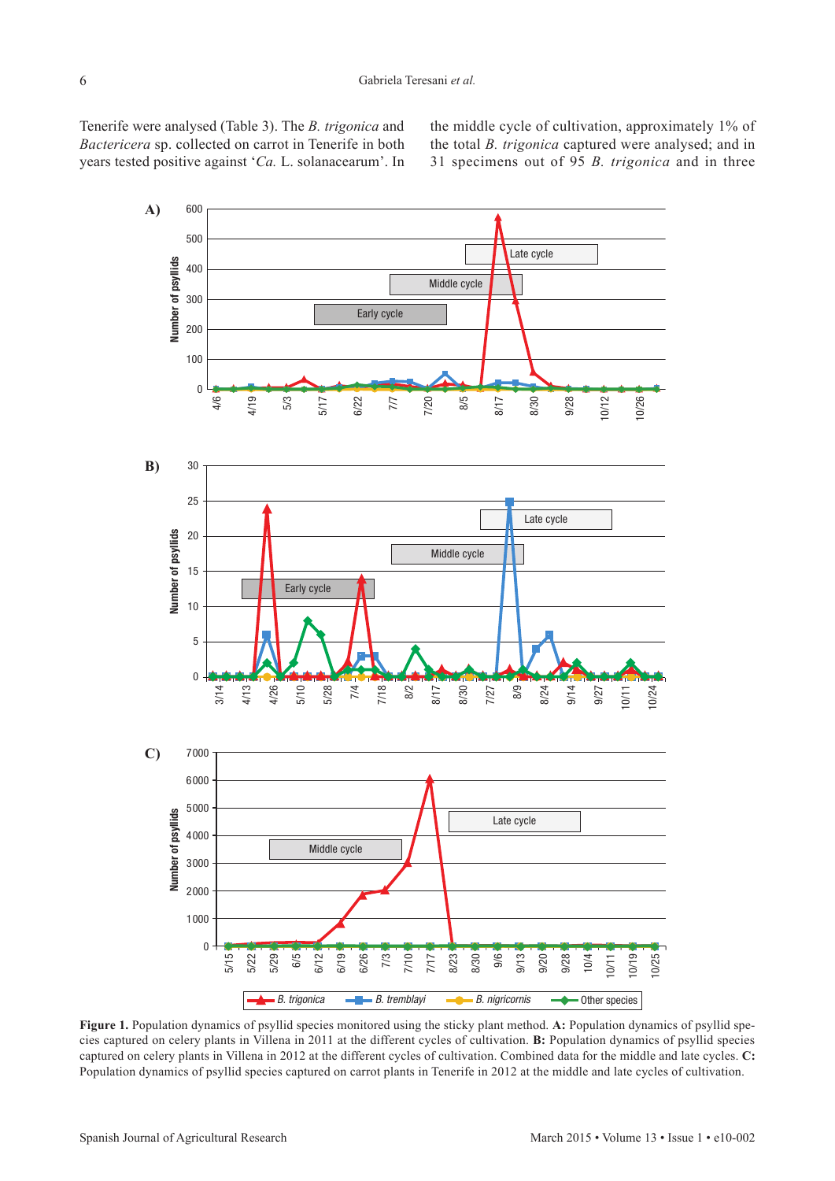Tenerife were analysed (Table 3). The *B. trigonica* and *Bactericera* sp. collected on carrot in Tenerife in both years tested positive against '*Ca.* L. solanacearum'. In the middle cycle of cultivation, approximately 1% of the total *B. trigonica* captured were analysed; and in 31 specimens out of 95 *B. trigonica* and in three

**Figure 1.** Population dynamics of psyllid species monitored using the sticky plant method. **A:** Population dynamics of psyllid species captured on celery plants in Villena in 2011 at the different cycles of cultivation. **B:** Population dynamics of psyllid species captured on celery plants in Villena in 2012 at the different cycles of cultivation. Combined data for the middle and late cycles. **C:** Population dynamics of psyllid species captured on carrot plants in Tenerife in 2012 at the middle and late cycles of cultivation.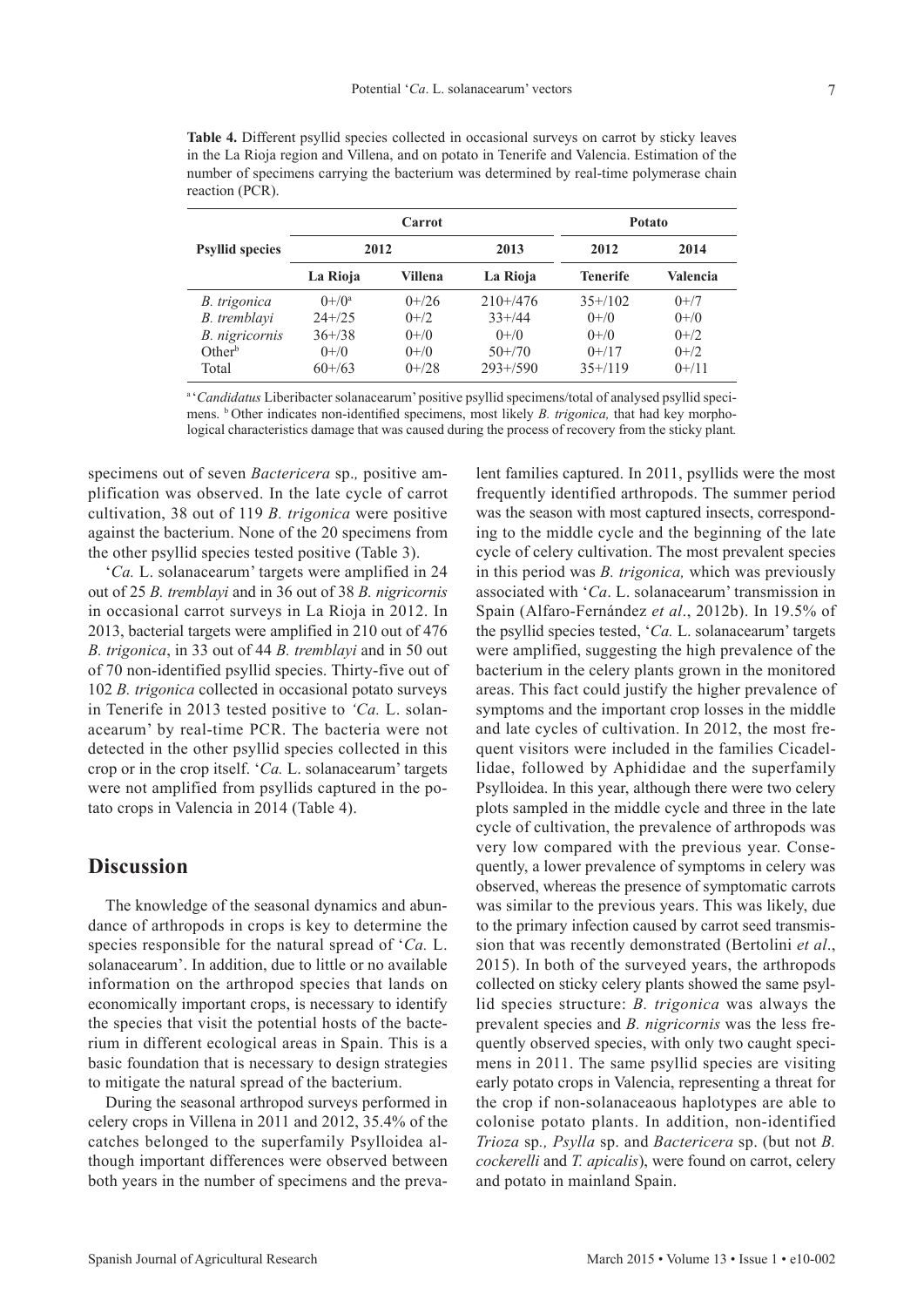**Table 4.** Different psyllid species collected in occasional surveys on carrot by sticky leaves in the La Rioja region and Villena, and on potato in Tenerife and Valencia. Estimation of the number of specimens carrying the bacterium was determined by real-time polymerase chain reaction (PCR).

| Psyllid species | Carrot | | | Potato | |
|---|---|---|---|---|---|
| | 2012 | | 2013 | 2012 | 2014 |
| | La Rioja | Villena | La Rioja | Tenerife | Valencia |
| *B. trigonica* | 0+/0[a] | 0+/26 | 210+/476 | 35+/102 | 0+/7 |
| *B. tremblayi* | 24+/25 | 0+/2 | 33+/44 | 0+/0 | 0+/0 |
| *B. nigricornis* | 36+/38 | 0+/0 | 0+/0 | 0+/0 | 0+/2 |
| Other[b] | 0+/0 | 0+/0 | 50+/70 | 0+/17 | 0+/2 |
| Total | 60+/63 | 0+/28 | 293+/590 | 35+/119 | 0+/11 |

[a] '*Candidatus* Liberibacter solanacearum' positive psyllid specimens/total of analysed psyllid specimens. [b] Other indicates non-identified specimens, most likely *B. trigonica,* that had key morphological characteristics damage that was caused during the process of recovery from the sticky plant.

specimens out of seven *Bactericera* sp.*,* positive amplification was observed. In the late cycle of carrot cultivation, 38 out of 119 *B. trigonica* were positive against the bacterium. None of the 20 specimens from the other psyllid species tested positive (Table 3).

'*Ca.* L. solanacearum' targets were amplified in 24 out of 25 *B. tremblayi* and in 36 out of 38 *B. nigricornis* in occasional carrot surveys in La Rioja in 2012. In 2013, bacterial targets were amplified in 210 out of 476 *B. trigonica*, in 33 out of 44 *B. tremblayi* and in 50 out of 70 non-identified psyllid species. Thirty-five out of 102 *B. trigonica* collected in occasional potato surveys in Tenerife in 2013 tested positive to *'Ca.* L. solanacearum' by real-time PCR. The bacteria were not detected in the other psyllid species collected in this crop or in the crop itself. '*Ca.* L. solanacearum' targets were not amplified from psyllids captured in the potato crops in Valencia in 2014 (Table 4).

## Discussion

The knowledge of the seasonal dynamics and abundance of arthropods in crops is key to determine the species responsible for the natural spread of '*Ca.* L. solanacearum'. In addition, due to little or no available information on the arthropod species that lands on economically important crops, is necessary to identify the species that visit the potential hosts of the bacterium in different ecological areas in Spain. This is a basic foundation that is necessary to design strategies to mitigate the natural spread of the bacterium.

During the seasonal arthropod surveys performed in celery crops in Villena in 2011 and 2012, 35.4% of the catches belonged to the superfamily Psylloidea although important differences were observed between both years in the number of specimens and the prevalent families captured. In 2011, psyllids were the most frequently identified arthropods. The summer period was the season with most captured insects, corresponding to the middle cycle and the beginning of the late cycle of celery cultivation. The most prevalent species in this period was *B. trigonica,* which was previously associated with '*Ca*. L. solanacearum' transmission in Spain (Alfaro-Fernández *et al*., 2012b). In 19.5% of the psyllid species tested, '*Ca.* L. solanacearum' targets were amplified, suggesting the high prevalence of the bacterium in the celery plants grown in the monitored areas. This fact could justify the higher prevalence of symptoms and the important crop losses in the middle and late cycles of cultivation. In 2012, the most frequent visitors were included in the families Cicadellidae, followed by Aphididae and the superfamily Psylloidea. In this year, although there were two celery plots sampled in the middle cycle and three in the late cycle of cultivation, the prevalence of arthropods was very low compared with the previous year. Consequently, a lower prevalence of symptoms in celery was observed, whereas the presence of symptomatic carrots was similar to the previous years. This was likely, due to the primary infection caused by carrot seed transmission that was recently demonstrated (Bertolini *et al*., 2015). In both of the surveyed years, the arthropods collected on sticky celery plants showed the same psyllid species structure: *B. trigonica* was always the prevalent species and *B. nigricornis* was the less frequently observed species, with only two caught specimens in 2011. The same psyllid species are visiting early potato crops in Valencia, representing a threat for the crop if non-solanaceaous haplotypes are able to colonise potato plants. In addition, non-identified *Trioza* sp*., Psylla* sp. and *Bactericera* sp. (but not *B. cockerelli* and *T. apicalis*), were found on carrot, celery and potato in mainland Spain.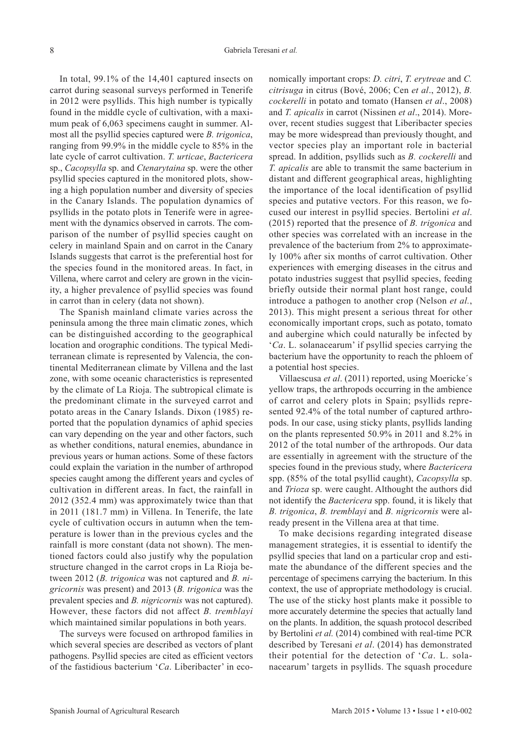In total, 99.1% of the 14,401 captured insects on carrot during seasonal surveys performed in Tenerife in 2012 were psyllids. This high number is typically found in the middle cycle of cultivation, with a maximum peak of 6,063 specimens caught in summer. Almost all the psyllid species captured were *B. trigonica*, ranging from 99.9% in the middle cycle to 85% in the late cycle of carrot cultivation. *T. urticae*, *Bactericera* sp., *Cacopsylla* sp. and *Ctenarytaina* sp. were the other psyllid species captured in the monitored plots, showing a high population number and diversity of species in the Canary Islands. The population dynamics of psyllids in the potato plots in Tenerife were in agreement with the dynamics observed in carrots. The comparison of the number of psyllid species caught on celery in mainland Spain and on carrot in the Canary Islands suggests that carrot is the preferential host for the species found in the monitored areas. In fact, in Villena, where carrot and celery are grown in the vicinity, a higher prevalence of psyllid species was found in carrot than in celery (data not shown).

The Spanish mainland climate varies across the peninsula among the three main climatic zones, which can be distinguished according to the geographical location and orographic conditions. The typical Mediterranean climate is represented by Valencia, the continental Mediterranean climate by Villena and the last zone, with some oceanic characteristics is represented by the climate of La Rioja. The subtropical climate is the predominant climate in the surveyed carrot and potato areas in the Canary Islands. Dixon (1985) reported that the population dynamics of aphid species can vary depending on the year and other factors, such as whether conditions, natural enemies, abundance in previous years or human actions. Some of these factors could explain the variation in the number of arthropod species caught among the different years and cycles of cultivation in different areas. In fact, the rainfall in 2012 (352.4 mm) was approximately twice than that in 2011 (181.7 mm) in Villena. In Tenerife, the late cycle of cultivation occurs in autumn when the temperature is lower than in the previous cycles and the rainfall is more constant (data not shown). The mentioned factors could also justify why the population structure changed in the carrot crops in La Rioja between 2012 (*B. trigonica* was not captured and *B. nigricornis* was present) and 2013 (*B. trigonica* was the prevalent species and *B. nigricornis* was not captured). However, these factors did not affect *B. tremblayi* which maintained similar populations in both years.

The surveys were focused on arthropod families in which several species are described as vectors of plant pathogens. Psyllid species are cited as efficient vectors of the fastidious bacterium '*Ca*. Liberibacter' in economically important crops: *D. citri*, *T. erytreae* and *C. citrisuga* in citrus (Bové, 2006; Cen *et al*., 2012), *B. cockerelli* in potato and tomato (Hansen *et al*., 2008) and *T. apicalis* in carrot (Nissinen *et al*., 2014). Moreover, recent studies suggest that Liberibacter species may be more widespread than previously thought, and vector species play an important role in bacterial spread. In addition, psyllids such as *B. cockerelli* and *T. apicalis* are able to transmit the same bacterium in distant and different geographical areas, highlighting the importance of the local identification of psyllid species and putative vectors. For this reason, we focused our interest in psyllid species. Bertolini *et al*. (2015) reported that the presence of *B. trigonica* and other species was correlated with an increase in the prevalence of the bacterium from 2% to approximately 100% after six months of carrot cultivation. Other experiences with emerging diseases in the citrus and potato industries suggest that psyllid species, feeding briefly outside their normal plant host range, could introduce a pathogen to another crop (Nelson *et al.*, 2013). This might present a serious threat for other economically important crops, such as potato, tomato and aubergine which could naturally be infected by '*Ca*. L. solanacearum' if psyllid species carrying the bacterium have the opportunity to reach the phloem of a potential host species.

Villaescusa *et al*. (2011) reported, using Moericke´s yellow traps, the arthropods occurring in the ambience of carrot and celery plots in Spain; psyllids represented 92.4% of the total number of captured arthropods. In our case, using sticky plants, psyllids landing on the plants represented 50.9% in 2011 and 8.2% in 2012 of the total number of the arthropods. Our data are essentially in agreement with the structure of the species found in the previous study, where *Bactericera* spp. (85% of the total psyllid caught), *Cacopsylla* sp. and *Trioza* sp. were caught. Althought the authors did not identify the *Bactericera* spp. found, it is likely that *B. trigonica*, *B. tremblayi* and *B. nigricornis* were already present in the Villena area at that time.

To make decisions regarding integrated disease management strategies, it is essential to identify the psyllid species that land on a particular crop and estimate the abundance of the different species and the percentage of specimens carrying the bacterium. In this context, the use of appropriate methodology is crucial. The use of the sticky host plants make it possible to more accurately determine the species that actually land on the plants. In addition, the squash protocol described by Bertolini *et al.* (2014) combined with real-time PCR described by Teresani *et al*. (2014) has demonstrated their potential for the detection of '*Ca*. L. solanacearum' targets in psyllids. The squash procedure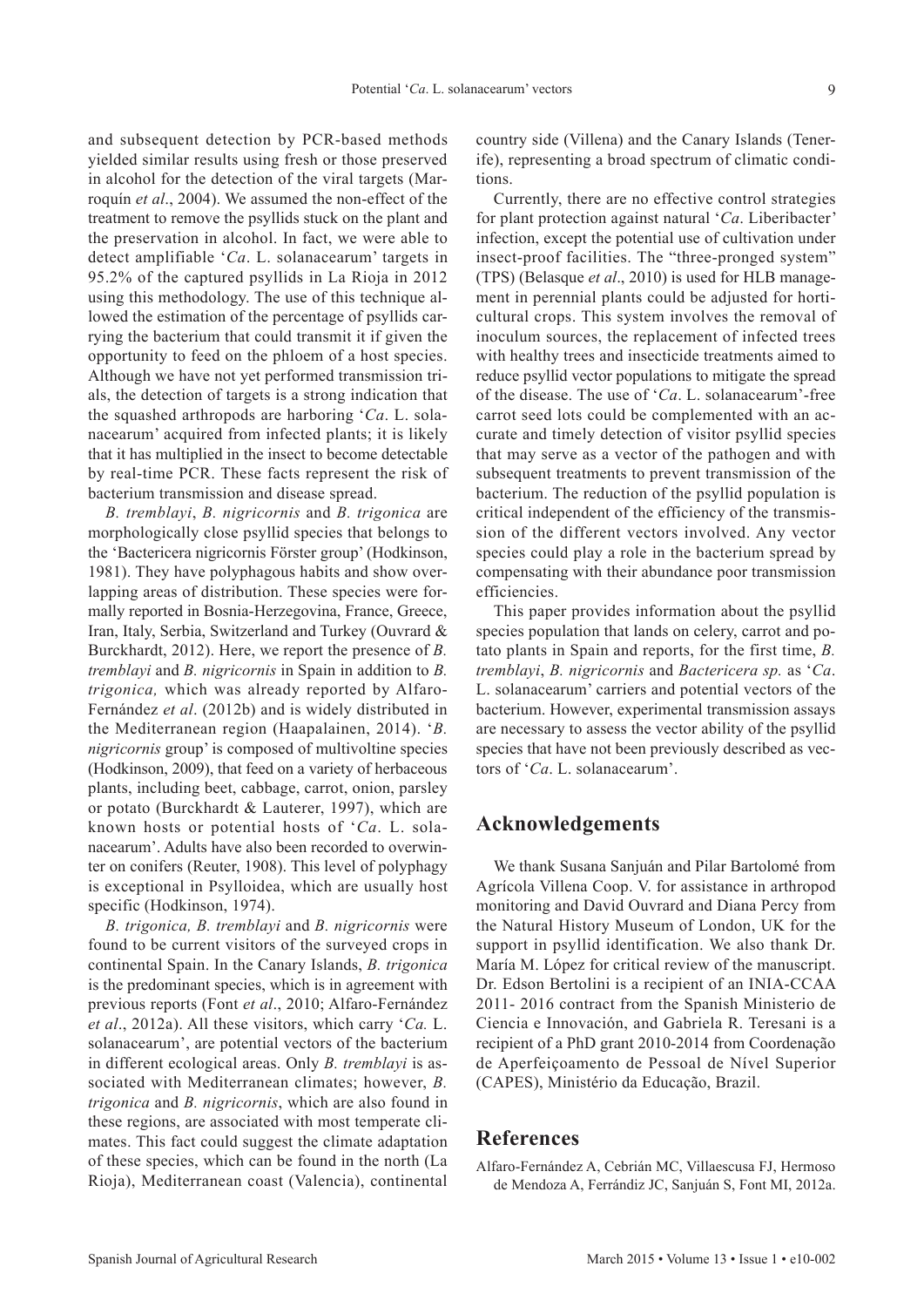and subsequent detection by PCR-based methods yielded similar results using fresh or those preserved in alcohol for the detection of the viral targets (Marroquín *et al*., 2004). We assumed the non-effect of the treatment to remove the psyllids stuck on the plant and the preservation in alcohol. In fact, we were able to detect amplifiable '*Ca*. L. solanacearum' targets in 95.2% of the captured psyllids in La Rioja in 2012 using this methodology. The use of this technique allowed the estimation of the percentage of psyllids carrying the bacterium that could transmit it if given the opportunity to feed on the phloem of a host species. Although we have not yet performed transmission trials, the detection of targets is a strong indication that the squashed arthropods are harboring '*Ca*. L. solanacearum' acquired from infected plants; it is likely that it has multiplied in the insect to become detectable by real-time PCR. These facts represent the risk of bacterium transmission and disease spread.

*B. tremblayi*, *B. nigricornis* and *B. trigonica* are morphologically close psyllid species that belongs to the 'Bactericera nigricornis Förster group' (Hodkinson, 1981). They have polyphagous habits and show overlapping areas of distribution. These species were formally reported in Bosnia-Herzegovina, France, Greece, Iran, Italy, Serbia, Switzerland and Turkey (Ouvrard & Burckhardt, 2012). Here, we report the presence of *B. tremblayi* and *B. nigricornis* in Spain in addition to *B. trigonica,* which was already reported by Alfaro-Fernández *et al*. (2012b) and is widely distributed in the Mediterranean region (Haapalainen, 2014). '*B. nigricornis* group' is composed of multivoltine species (Hodkinson, 2009), that feed on a variety of herbaceous plants, including beet, cabbage, carrot, onion, parsley or potato (Burckhardt & Lauterer, 1997), which are known hosts or potential hosts of '*Ca*. L. solanacearum'. Adults have also been recorded to overwinter on conifers (Reuter, 1908). This level of polyphagy is exceptional in Psylloidea, which are usually host specific (Hodkinson, 1974).

*B. trigonica, B. tremblayi* and *B. nigricornis* were found to be current visitors of the surveyed crops in continental Spain. In the Canary Islands, *B. trigonica* is the predominant species, which is in agreement with previous reports (Font *et al*., 2010; Alfaro-Fernández *et al*., 2012a). All these visitors, which carry '*Ca.* L. solanacearum', are potential vectors of the bacterium in different ecological areas. Only *B. tremblayi* is associated with Mediterranean climates; however, *B. trigonica* and *B. nigricornis*, which are also found in these regions, are associated with most temperate climates. This fact could suggest the climate adaptation of these species, which can be found in the north (La Rioja), Mediterranean coast (Valencia), continental country side (Villena) and the Canary Islands (Tenerife), representing a broad spectrum of climatic conditions.

Currently, there are no effective control strategies for plant protection against natural '*Ca*. Liberibacter' infection, except the potential use of cultivation under insect-proof facilities. The "three-pronged system" (TPS) (Belasque *et al*., 2010) is used for HLB management in perennial plants could be adjusted for horticultural crops. This system involves the removal of inoculum sources, the replacement of infected trees with healthy trees and insecticide treatments aimed to reduce psyllid vector populations to mitigate the spread of the disease. The use of '*Ca*. L. solanacearum'-free carrot seed lots could be complemented with an accurate and timely detection of visitor psyllid species that may serve as a vector of the pathogen and with subsequent treatments to prevent transmission of the bacterium. The reduction of the psyllid population is critical independent of the efficiency of the transmission of the different vectors involved. Any vector species could play a role in the bacterium spread by compensating with their abundance poor transmission efficiencies.

This paper provides information about the psyllid species population that lands on celery, carrot and potato plants in Spain and reports, for the first time, *B. tremblayi*, *B. nigricornis* and *Bactericera sp.* as '*Ca*. L. solanacearum' carriers and potential vectors of the bacterium. However, experimental transmission assays are necessary to assess the vector ability of the psyllid species that have not been previously described as vectors of '*Ca*. L. solanacearum'.

## Acknowledgements

We thank Susana Sanjuán and Pilar Bartolomé from Agrícola Villena Coop. V. for assistance in arthropod monitoring and David Ouvrard and Diana Percy from the Natural History Museum of London, UK for the support in psyllid identification. We also thank Dr. María M. López for critical review of the manuscript. Dr. Edson Bertolini is a recipient of an INIA-CCAA 2011- 2016 contract from the Spanish Ministerio de Ciencia e Innovación, and Gabriela R. Teresani is a recipient of a PhD grant 2010-2014 from Coordenação de Aperfeiçoamento de Pessoal de Nível Superior (CAPES), Ministério da Educação, Brazil.

## References

Alfaro-Fernández A, Cebrián MC, Villaescusa FJ, Hermoso de Mendoza A, Ferrándiz JC, Sanjuán S, Font MI, 2012a.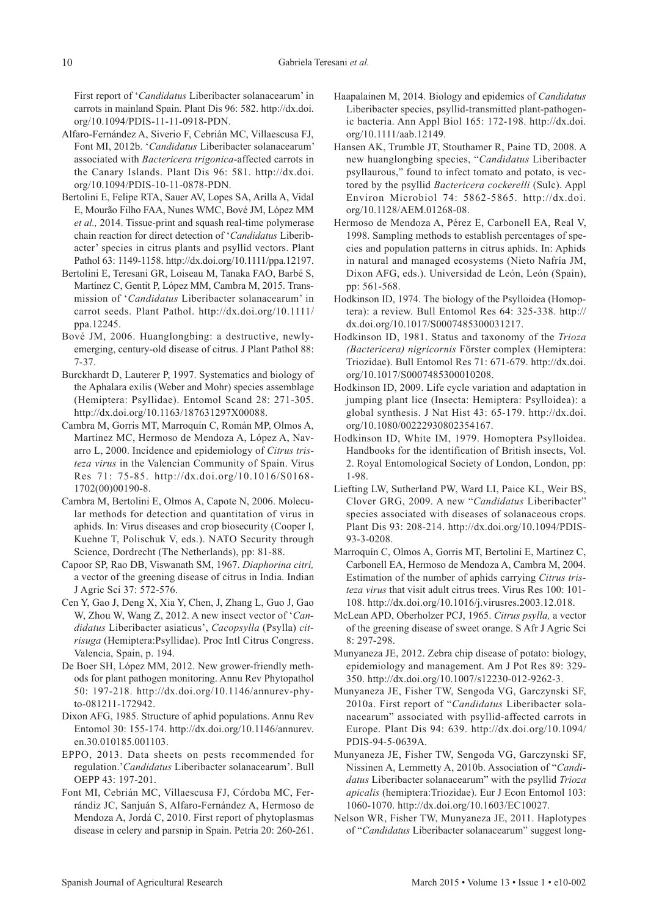First report of '*Candidatus* Liberibacter solanacearum' in carrots in mainland Spain. Plant Dis 96: 582. http://dx.doi.org/10.1094/PDIS-11-11-0918-PDN.

Alfaro-Fernández A, Siverio F, Cebrián MC, Villaescusa FJ, Font MI, 2012b. '*Candidatus* Liberibacter solanacearum' associated with *Bactericera trigonica*-affected carrots in the Canary Islands. Plant Dis 96: 581. http://dx.doi.org/10.1094/PDIS-10-11-0878-PDN.

Bertolini E, Felipe RTA, Sauer AV, Lopes SA, Arilla A, Vidal E, Mourão Filho FAA, Nunes WMC, Bové JM, López MM *et al.,* 2014. Tissue-print and squash real-time polymerase chain reaction for direct detection of '*Candidatus* Liberibacter' species in citrus plants and psyllid vectors. Plant Pathol 63: 1149-1158. http://dx.doi.org/10.1111/ppa.12197.

Bertolini E, Teresani GR, Loiseau M, Tanaka FAO, Barbé S, Martínez C, Gentit P, López MM, Cambra M, 2015. Transmission of '*Candidatus* Liberibacter solanacearum' in carrot seeds. Plant Pathol. http://dx.doi.org/10.1111/ppa.12245.

Bové JM, 2006. Huanglongbing: a destructive, newly-emerging, century-old disease of citrus. J Plant Pathol 88: 7-37.

Burckhardt D, Lauterer P, 1997. Systematics and biology of the Aphalara exilis (Weber and Mohr) species assemblage (Hemiptera: Psyllidae). Entomol Scand 28: 271-305. http://dx.doi.org/10.1163/187631297X00088.

Cambra M, Gorris MT, Marroquín C, Román MP, Olmos A, Martínez MC, Hermoso de Mendoza A, López A, Navarro L, 2000. Incidence and epidemiology of *Citrus tristeza virus* in the Valencian Community of Spain. Virus Res 71: 75-85. http://dx.doi.org/10.1016/S0168-1702(00)00190-8.

Cambra M, Bertolini E, Olmos A, Capote N, 2006. Molecular methods for detection and quantitation of virus in aphids. In: Virus diseases and crop biosecurity (Cooper I, Kuehne T, Polischuk V, eds.). NATO Security through Science, Dordrecht (The Netherlands), pp: 81-88.

Capoor SP, Rao DB, Viswanath SM, 1967. *Diaphorina citri,* a vector of the greening disease of citrus in India. Indian J Agric Sci 37: 572-576.

Cen Y, Gao J, Deng X, Xia Y, Chen, J, Zhang L, Guo J, Gao W, Zhou W, Wang Z, 2012. A new insect vector of '*Candidatus* Liberibacter asiaticus', *Cacopsylla* (Psylla) *citrisuga* (Hemiptera:Psyllidae). Proc Intl Citrus Congress. Valencia, Spain, p. 194.

De Boer SH, López MM, 2012. New grower-friendly methods for plant pathogen monitoring. Annu Rev Phytopathol 50: 197-218. http://dx.doi.org/10.1146/annurev-phyto-081211-172942.

Dixon AFG, 1985. Structure of aphid populations. Annu Rev Entomol 30: 155-174. http://dx.doi.org/10.1146/annurev.en.30.010185.001103.

EPPO, 2013. Data sheets on pests recommended for regulation.'*Candidatus* Liberibacter solanacearum'. Bull OEPP 43: 197-201.

Font MI, Cebrián MC, Villaescusa FJ, Córdoba MC, Ferrándiz JC, Sanjuán S, Alfaro-Fernández A, Hermoso de Mendoza A, Jordá C, 2010. First report of phytoplasmas disease in celery and parsnip in Spain. Petria 20: 260-261.

Haapalainen M, 2014. Biology and epidemics of *Candidatus* Liberibacter species, psyllid-transmitted plant-pathogenic bacteria. Ann Appl Biol 165: 172-198. http://dx.doi.org/10.1111/aab.12149.

Hansen AK, Trumble JT, Stouthamer R, Paine TD, 2008. A new huanglongbing species, "*Candidatus* Liberibacter psyllaurous," found to infect tomato and potato, is vectored by the psyllid *Bactericera cockerelli* (Sulc). Appl Environ Microbiol 74: 5862-5865. http://dx.doi.org/10.1128/AEM.01268-08.

Hermoso de Mendoza A, Pérez E, Carbonell EA, Real V, 1998. Sampling methods to establish percentages of species and population patterns in citrus aphids. In: Aphids in natural and managed ecosystems (Nieto Nafría JM, Dixon AFG, eds.). Universidad de León, León (Spain), pp: 561-568.

Hodkinson ID, 1974. The biology of the Psylloidea (Homoptera): a review. Bull Entomol Res 64: 325-338. http://dx.doi.org/10.1017/S0007485300031217.

Hodkinson ID, 1981. Status and taxonomy of the *Trioza (Bactericera) nigricornis* Förster complex (Hemiptera: Triozidae). Bull Entomol Res 71: 671-679. http://dx.doi.org/10.1017/S0007485300010208.

Hodkinson ID, 2009. Life cycle variation and adaptation in jumping plant lice (Insecta: Hemiptera: Psylloidea): a global synthesis. J Nat Hist 43: 65-179. http://dx.doi.org/10.1080/00222930802354167.

Hodkinson ID, White IM, 1979. Homoptera Psylloidea. Handbooks for the identification of British insects, Vol. 2. Royal Entomological Society of London, London, pp: 1-98.

Liefting LW, Sutherland PW, Ward LI, Paice KL, Weir BS, Clover GRG, 2009. A new "*Candidatus* Liberibacter" species associated with diseases of solanaceous crops. Plant Dis 93: 208-214. http://dx.doi.org/10.1094/PDIS-93-3-0208.

Marroquín C, Olmos A, Gorris MT, Bertolini E, Martinez C, Carbonell EA, Hermoso de Mendoza A, Cambra M, 2004. Estimation of the number of aphids carrying *Citrus tristeza virus* that visit adult citrus trees. Virus Res 100: 101-108. http://dx.doi.org/10.1016/j.virusres.2003.12.018.

McLean APD, Oberholzer PCJ, 1965. *Citrus psylla,* a vector of the greening disease of sweet orange. S Afr J Agric Sci 8: 297-298.

Munyaneza JE, 2012. Zebra chip disease of potato: biology, epidemiology and management. Am J Pot Res 89: 329-350. http://dx.doi.org/10.1007/s12230-012-9262-3.

Munyaneza JE, Fisher TW, Sengoda VG, Garczynski SF, 2010a. First report of "*Candidatus* Liberibacter solanacearum" associated with psyllid-affected carrots in Europe. Plant Dis 94: 639. http://dx.doi.org/10.1094/PDIS-94-5-0639A.

Munyaneza JE, Fisher TW, Sengoda VG, Garczynski SF, Nissinen A, Lemmetty A, 2010b. Association of "*Candidatus* Liberibacter solanacearum" with the psyllid *Trioza apicalis* (hemiptera:Triozidae). Eur J Econ Entomol 103: 1060-1070. http://dx.doi.org/10.1603/EC10027.

Nelson WR, Fisher TW, Munyaneza JE, 2011. Haplotypes of "*Candidatus* Liberibacter solanacearum" suggest long-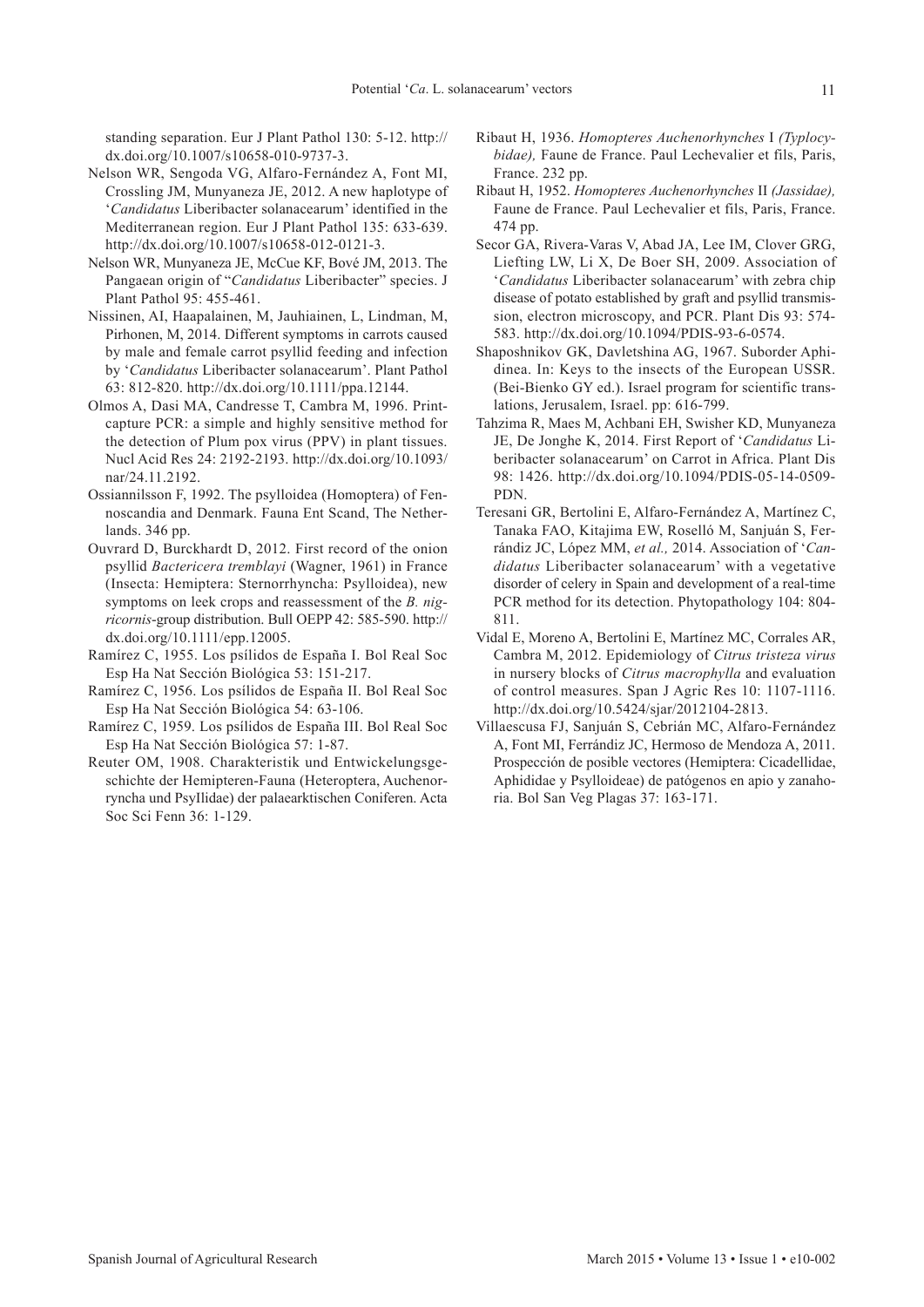standing separation. Eur J Plant Pathol 130: 5-12. http://dx.doi.org/10.1007/s10658-010-9737-3.

Nelson WR, Sengoda VG, Alfaro-Fernández A, Font MI, Crossling JM, Munyaneza JE, 2012. A new haplotype of '*Candidatus* Liberibacter solanacearum' identified in the Mediterranean region. Eur J Plant Pathol 135: 633-639. http://dx.doi.org/10.1007/s10658-012-0121-3.

Nelson WR, Munyaneza JE, McCue KF, Bové JM, 2013. The Pangaean origin of "*Candidatus* Liberibacter" species. J Plant Pathol 95: 455-461.

Nissinen, AI, Haapalainen, M, Jauhiainen, L, Lindman, M, Pirhonen, M, 2014. Different symptoms in carrots caused by male and female carrot psyllid feeding and infection by '*Candidatus* Liberibacter solanacearum'. Plant Pathol 63: 812-820. http://dx.doi.org/10.1111/ppa.12144.

Olmos A, Dasi MA, Candresse T, Cambra M, 1996. Print-capture PCR: a simple and highly sensitive method for the detection of Plum pox virus (PPV) in plant tissues. Nucl Acid Res 24: 2192-2193. http://dx.doi.org/10.1093/nar/24.11.2192.

Ossiannilsson F, 1992. The psylloidea (Homoptera) of Fennoscandia and Denmark. Fauna Ent Scand, The Netherlands. 346 pp.

Ouvrard D, Burckhardt D, 2012. First record of the onion psyllid *Bactericera tremblayi* (Wagner, 1961) in France (Insecta: Hemiptera: Sternorrhyncha: Psylloidea), new symptoms on leek crops and reassessment of the *B. nigricornis*-group distribution. Bull OEPP 42: 585-590. http://dx.doi.org/10.1111/epp.12005.

Ramírez C, 1955. Los psílidos de España I. Bol Real Soc Esp Ha Nat Sección Biológica 53: 151-217.

Ramírez C, 1956. Los psílidos de España II. Bol Real Soc Esp Ha Nat Sección Biológica 54: 63-106.

Ramírez C, 1959. Los psílidos de España III. Bol Real Soc Esp Ha Nat Sección Biológica 57: 1-87.

Reuter OM, 1908. Charakteristik und Entwickelungsgeschichte der Hemipteren-Fauna (Heteroptera, Auchenorryncha und Psyllidae) der palaearktischen Coniferen. Acta Soc Sci Fenn 36: 1-129.

Ribaut H, 1936. *Homopteres Auchenorhynches* I *(Typlocybidae),* Faune de France. Paul Lechevalier et fils, Paris, France. 232 pp.

Ribaut H, 1952. *Homopteres Auchenorhynches* II *(Jassidae),* Faune de France. Paul Lechevalier et fils, Paris, France. 474 pp.

Secor GA, Rivera-Varas V, Abad JA, Lee IM, Clover GRG, Liefting LW, Li X, De Boer SH, 2009. Association of '*Candidatus* Liberibacter solanacearum' with zebra chip disease of potato established by graft and psyllid transmission, electron microscopy, and PCR. Plant Dis 93: 574-583. http://dx.doi.org/10.1094/PDIS-93-6-0574.

Shaposhnikov GK, Davletshina AG, 1967. Suborder Aphidinea. In: Keys to the insects of the European USSR. (Bei-Bienko GY ed.). Israel program for scientific translations, Jerusalem, Israel. pp: 616-799.

Tahzima R, Maes M, Achbani EH, Swisher KD, Munyaneza JE, De Jonghe K, 2014. First Report of '*Candidatus* Liberibacter solanacearum' on Carrot in Africa. Plant Dis 98: 1426. http://dx.doi.org/10.1094/PDIS-05-14-0509-PDN.

Teresani GR, Bertolini E, Alfaro-Fernández A, Martínez C, Tanaka FAO, Kitajima EW, Roselló M, Sanjuán S, Ferrándiz JC, López MM, *et al.,* 2014. Association of '*Candidatus* Liberibacter solanacearum' with a vegetative disorder of celery in Spain and development of a real-time PCR method for its detection. Phytopathology 104: 804-811.

Vidal E, Moreno A, Bertolini E, Martínez MC, Corrales AR, Cambra M, 2012. Epidemiology of *Citrus tristeza virus* in nursery blocks of *Citrus macrophylla* and evaluation of control measures. Span J Agric Res 10: 1107-1116. http://dx.doi.org/10.5424/sjar/2012104-2813.

Villaescusa FJ, Sanjuán S, Cebrián MC, Alfaro-Fernández A, Font MI, Ferrándiz JC, Hermoso de Mendoza A, 2011. Prospección de posible vectores (Hemiptera: Cicadellidae, Aphididae y Psylloideae) de patógenos en apio y zanahoria. Bol San Veg Plagas 37: 163-171.